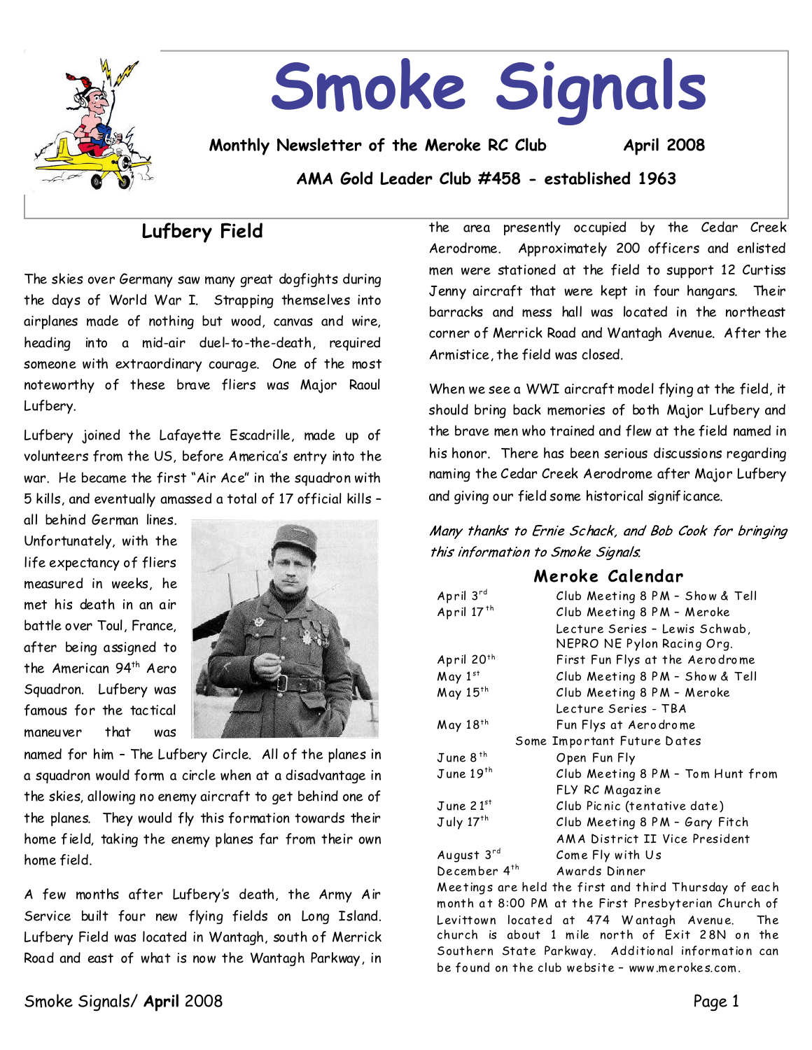# Smoke Signals

**Monthly Newsletter of the Meroke RC Club** **April 2008**

**AMA Gold Leader Club #458 - established 1963**

## Lufbery Field

The skies over Germany saw many great dogfights during the days of World War I. Strapping themselves into airplanes made of nothing but wood, canvas and wire, heading into a mid-air duel-to-the-death, required someone with extraordinary courage. One of the most noteworthy of these brave fliers was Major Raoul Lufbery.

Lufbery joined the Lafayette Escadrille, made up of volunteers from the US, before America's entry into the war. He became the first "Air Ace" in the squadron with 5 kills, and eventually amassed a total of 17 official kills – all behind German lines. Unfortunately, with the life expectancy of fliers measured in weeks, he met his death in an air battle over Toul, France, after being assigned to the American 94th Aero Squadron. Lufbery was famous for the tactical maneuver that was named for him – The Lufbery Circle. All of the planes in a squadron would form a circle when at a disadvantage in the skies, allowing no enemy aircraft to get behind one of the planes. They would fly this formation towards their home field, taking the enemy planes far from their own home field.

A few months after Lufbery's death, the Army Air Service built four new flying fields on Long Island. Lufbery Field was located in Wantagh, south of Merrick Road and east of what is now the Wantagh Parkway, in the area presently occupied by the Cedar Creek Aerodrome. Approximately 200 officers and enlisted men were stationed at the field to support 12 Curtiss Jenny aircraft that were kept in four hangars. Their barracks and mess hall was located in the northeast corner of Merrick Road and Wantagh Avenue. After the Armistice, the field was closed.

When we see a WWI aircraft model flying at the field, it should bring back memories of both Major Lufbery and the brave men who trained and flew at the field named in his honor. There has been serious discussions regarding naming the Cedar Creek Aerodrome after Major Lufbery and giving our field some historical significance.

*Many thanks to Ernie Schack, and Bob Cook for bringing this information to Smoke Signals.*

## Meroke Calendar

| | |
|---|---|
| April 3rd | Club Meeting 8 PM – Show & Tell |
| April 17th | Club Meeting 8 PM – Meroke Lecture Series – Lewis Schwab, NEPRO NE Pylon Racing Org. |
| April 20th | First Fun Flys at the Aerodrome |
| May 1st | Club Meeting 8 PM – Show & Tell |
| May 15th | Club Meeting 8 PM – Meroke Lecture Series - TBA |
| May 18th | Fun Flys at Aerodrome |
| Some Important Future Dates | |
| June 8th | Open Fun Fly |
| June 19th | Club Meeting 8 PM – Tom Hunt from FLY RC Magazine |
| June 21st | Club Picnic (tentative date) |
| July 17th | Club Meeting 8 PM – Gary Fitch AMA District II Vice President |
| August 3rd | Come Fly with Us |
| December 4th | Awards Dinner |

Meetings are held the first and third Thursday of each month at 8:00 PM at the First Presbyterian Church of Levittown located at 474 Wantagh Avenue. The church is about 1 mile north of Exit 28N on the Southern State Parkway. Additional information can be found on the club website – www.merokes.com.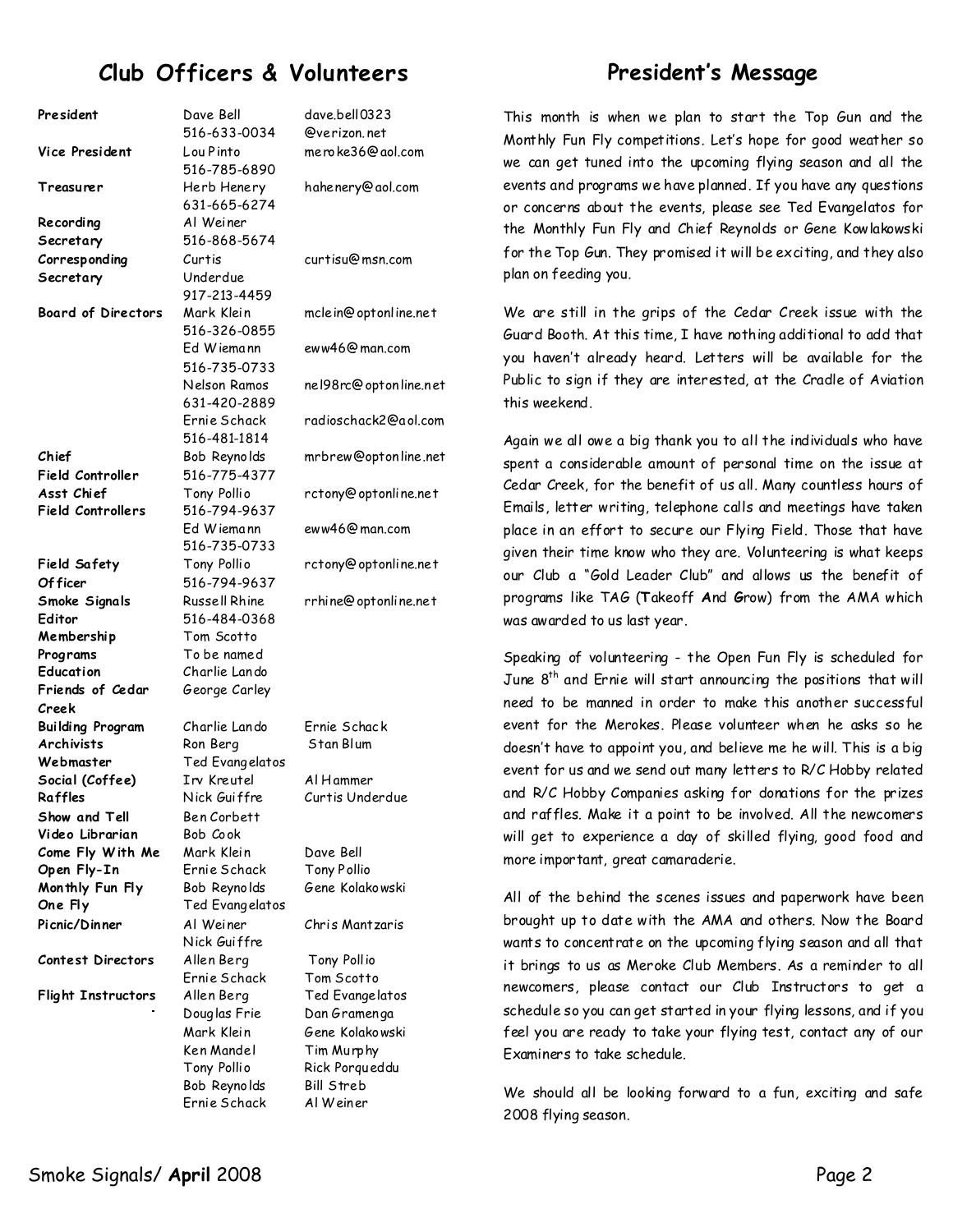## Club Officers & Volunteers

| Position | Name | Contact |
|---|---|---|
| **President** | Dave Bell<br>516-633-0034 | dave.bell0323<br>@verizon.net |
| **Vice President** | Lou Pinto<br>516-785-6890 | meroke36@aol.com |
| **Treasurer** | Herb Henery<br>631-665-6274 | hahenery@aol.com |
| **Recording Secretary** | Al Weiner<br>516-868-5674 | |
| **Corresponding Secretary** | Curtis Underdue<br>917-213-4459 | curtisu@msn.com |
| **Board of Directors** | Mark Klein<br>516-326-0855 | mclein@optonline.net |
| | Ed Wiemann<br>516-735-0733 | eww46@man.com |
| | Nelson Ramos<br>631-420-2889 | nel98rc@optonline.net |
| | Ernie Schack<br>516-481-1814 | radioschack2@aol.com |
| **Chief Field Controller** | Bob Reynolds<br>516-775-4377 | mrbrew@optonline.net |
| **Asst Chief Field Controllers** | Tony Pollio<br>516-794-9637 | rctony@optonline.net |
| | Ed Wiemann<br>516-735-0733 | eww46@man.com |
| **Field Safety Officer** | Tony Pollio<br>516-794-9637 | rctony@optonline.net |
| **Smoke Signals Editor** | Russell Rhine<br>516-484-0368 | rrhine@optonline.net |
| **Membership** | Tom Scotto | |
| **Programs** | To be named | |
| **Education** | Charlie Lando | |
| **Friends of Cedar Creek** | George Carley | |
| **Building Program** | Charlie Lando | Ernie Schack |
| **Archivists** | Ron Berg | Stan Blum |
| **Webmaster** | Ted Evangelatos | |
| **Social (Coffee)** | Irv Kreutel | Al Hammer |
| **Raffles** | Nick Guiffre | Curtis Underdue |
| **Show and Tell** | Ben Corbett | |
| **Video Librarian** | Bob Cook | |
| **Come Fly With Me** | Mark Klein | Dave Bell |
| **Open Fly-In** | Ernie Schack | Tony Pollio |
| **Monthly Fun Fly** | Bob Reynolds | Gene Kolakowski |
| **One Fly** | Ted Evangelatos | |
| **Picnic/Dinner** | Al Weiner<br>Nick Guiffre | Chris Mantzaris |
| **Contest Directors** | Allen Berg<br>Ernie Schack | Tony Pollio<br>Tom Scotto |
| **Flight Instructors** | Allen Berg<br>Douglas Frie<br>Mark Klein<br>Ken Mandel<br>Tony Pollio<br>Bob Reynolds<br>Ernie Schack | Ted Evangelatos<br>Dan Gramenga<br>Gene Kolakowski<br>Tim Murphy<br>Rick Porqueddu<br>Bill Streb<br>Al Weiner |

## President's Message

This month is when we plan to start the Top Gun and the Monthly Fun Fly competitions. Let's hope for good weather so we can get tuned into the upcoming flying season and all the events and programs we have planned. If you have any questions or concerns about the events, please see Ted Evangelatos for the Monthly Fun Fly and Chief Reynolds or Gene Kowlakowski for the Top Gun. They promised it will be exciting, and they also plan on feeding you.

We are still in the grips of the Cedar Creek issue with the Guard Booth. At this time, I have nothing additional to add that you haven't already heard. Letters will be available for the Public to sign if they are interested, at the Cradle of Aviation this weekend.

Again we all owe a big thank you to all the individuals who have spent a considerable amount of personal time on the issue at Cedar Creek, for the benefit of us all. Many countless hours of Emails, letter writing, telephone calls and meetings have taken place in an effort to secure our Flying Field. Those that have given their time know who they are. Volunteering is what keeps our Club a "Gold Leader Club" and allows us the benefit of programs like TAG (**T**akeoff **A**nd **G**row) from the AMA which was awarded to us last year.

Speaking of volunteering - the Open Fun Fly is scheduled for June 8th and Ernie will start announcing the positions that will need to be manned in order to make this another successful event for the Merokes. Please volunteer when he asks so he doesn't have to appoint you, and believe me he will. This is a big event for us and we send out many letters to R/C Hobby related and R/C Hobby Companies asking for donations for the prizes and raffles. Make it a point to be involved. All the newcomers will get to experience a day of skilled flying, good food and more important, great camaraderie.

All of the behind the scenes issues and paperwork have been brought up to date with the AMA and others. Now the Board wants to concentrate on the upcoming flying season and all that it brings to us as Meroke Club Members. As a reminder to all newcomers, please contact our Club Instructors to get a schedule so you can get started in your flying lessons, and if you feel you are ready to take your flying test, contact any of our Examiners to take schedule.

We should all be looking forward to a fun, exciting and safe 2008 flying season.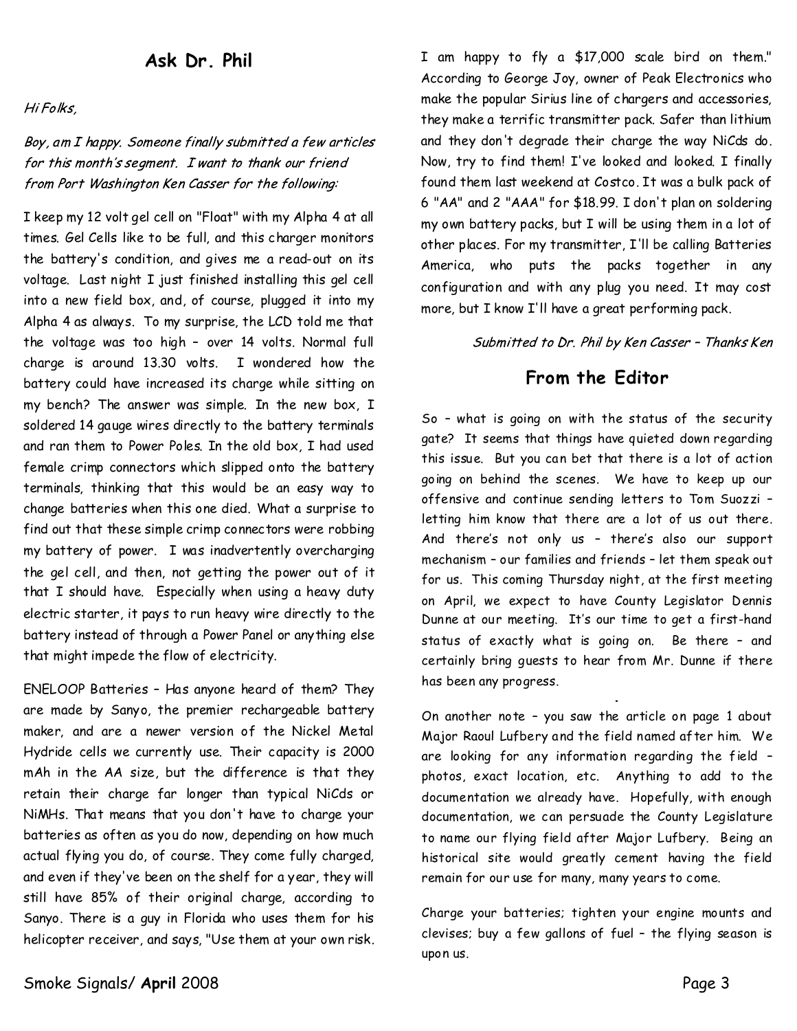## Ask Dr. Phil

*Hi Folks,*

*Boy, am I happy. Someone finally submitted a few articles for this month's segment. I want to thank our friend from Port Washington Ken Casser for the following:*

I keep my 12 volt gel cell on "Float" with my Alpha 4 at all times. Gel Cells like to be full, and this charger monitors the battery's condition, and gives me a read-out on its voltage. Last night I just finished installing this gel cell into a new field box, and, of course, plugged it into my Alpha 4 as always. To my surprise, the LCD told me that the voltage was too high – over 14 volts. Normal full charge is around 13.30 volts. I wondered how the battery could have increased its charge while sitting on my bench? The answer was simple. In the new box, I soldered 14 gauge wires directly to the battery terminals and ran them to Power Poles. In the old box, I had used female crimp connectors which slipped onto the battery terminals, thinking that this would be an easy way to change batteries when this one died. What a surprise to find out that these simple crimp connectors were robbing my battery of power. I was inadvertently overcharging the gel cell, and then, not getting the power out of it that I should have. Especially when using a heavy duty electric starter, it pays to run heavy wire directly to the battery instead of through a Power Panel or anything else that might impede the flow of electricity.

ENELOOP Batteries – Has anyone heard of them? They are made by Sanyo, the premier rechargeable battery maker, and are a newer version of the Nickel Metal Hydride cells we currently use. Their capacity is 2000 mAh in the AA size, but the difference is that they retain their charge far longer than typical NiCds or NiMHs. That means that you don't have to charge your batteries as often as you do now, depending on how much actual flying you do, of course. They come fully charged, and even if they've been on the shelf for a year, they will still have 85% of their original charge, according to Sanyo. There is a guy in Florida who uses them for his helicopter receiver, and says, "Use them at your own risk. I am happy to fly a $17,000 scale bird on them." According to George Joy, owner of Peak Electronics who make the popular Sirius line of chargers and accessories, they make a terrific transmitter pack. Safer than lithium and they don't degrade their charge the way NiCds do. Now, try to find them! I've looked and looked. I finally found them last weekend at Costco. It was a bulk pack of 6 "AA" and 2 "AAA" for $18.99. I don't plan on soldering my own battery packs, but I will be using them in a lot of other places. For my transmitter, I'll be calling Batteries America, who puts the packs together in any configuration and with any plug you need. It may cost more, but I know I'll have a great performing pack.

*Submitted to Dr. Phil by Ken Casser – Thanks Ken*

## From the Editor

So – what is going on with the status of the security gate? It seems that things have quieted down regarding this issue. But you can bet that there is a lot of action going on behind the scenes. We have to keep up our offensive and continue sending letters to Tom Suozzi – letting him know that there are a lot of us out there. And there's not only us – there's also our support mechanism – our families and friends – let them speak out for us. This coming Thursday night, at the first meeting on April, we expect to have County Legislator Dennis Dunne at our meeting. It's our time to get a first-hand status of exactly what is going on. Be there – and certainly bring guests to hear from Mr. Dunne if there has been any progress.

On another note – you saw the article on page 1 about Major Raoul Lufbery and the field named after him. We are looking for any information regarding the field – photos, exact location, etc. Anything to add to the documentation we already have. Hopefully, with enough documentation, we can persuade the County Legislature to name our flying field after Major Lufbery. Being an historical site would greatly cement having the field remain for our use for many, many years to come.

Charge your batteries; tighten your engine mounts and clevises; buy a few gallons of fuel – the flying season is upon us.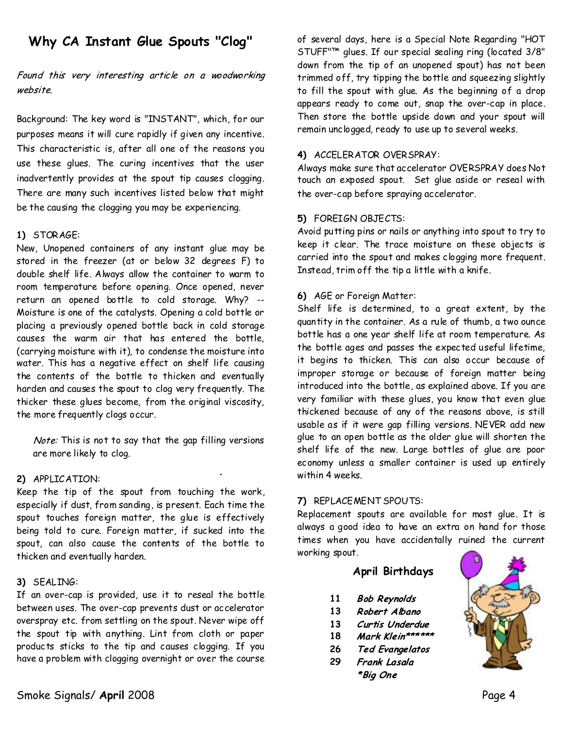## Why CA Instant Glue Spouts "Clog"

*Found this very interesting article on a woodworking website.*

Background: The key word is "INSTANT", which, for our purposes means it will cure rapidly if given any incentive. This characteristic is, after all one of the reasons you use these glues. The curing incentives that the user inadvertently provides at the spout tip causes clogging. There are many such incentives listed below that might be the causing the clogging you may be experiencing.

**1)** STORAGE:
New, Unopened containers of any instant glue may be stored in the freezer (at or below 32 degrees F) to double shelf life. Always allow the container to warm to room temperature before opening. Once opened, never return an opened bottle to cold storage. Why? -- Moisture is one of the catalysts. Opening a cold bottle or placing a previously opened bottle back in cold storage causes the warm air that has entered the bottle, (carrying moisture with it), to condense the moisture into water. This has a negative effect on shelf life causing the contents of the bottle to thicken and eventually harden and causes the spout to clog very frequently. The thicker these glues become, from the original viscosity, the more frequently clogs occur.

> *Note:* This is not to say that the gap filling versions are more likely to clog.

**2)** APPLICATION:
Keep the tip of the spout from touching the work, especially if dust, from sanding, is present. Each time the spout touches foreign matter, the glue is effectively being told to cure. Foreign matter, if sucked into the spout, can also cause the contents of the bottle to thicken and eventually harden.

**3)** SEALING:
If an over-cap is provided, use it to reseal the bottle between uses. The over-cap prevents dust or accelerator overspray etc. from settling on the spout. Never wipe off the spout tip with anything. Lint from cloth or paper products sticks to the tip and causes clogging. If you have a problem with clogging overnight or over the course of several days, here is a Special Note Regarding "HOT STUFF"™ glues. If our special sealing ring (located 3/8" down from the tip of an unopened spout) has not been trimmed off, try tipping the bottle and squeezing slightly to fill the spout with glue. As the beginning of a drop appears ready to come out, snap the over-cap in place. Then store the bottle upside down and your spout will remain unclogged, ready to use up to several weeks.

**4)** ACCELERATOR OVERSPRAY:
Always make sure that accelerator OVERSPRAY does Not touch an exposed spout. Set glue aside or reseal with the over-cap before spraying accelerator.

**5)** FOREIGN OBJECTS:
Avoid putting pins or nails or anything into spout to try to keep it clear. The trace moisture on these objects is carried into the spout and makes clogging more frequent. Instead, trim off the tip a little with a knife.

**6)** AGE or Foreign Matter:
Shelf life is determined, to a great extent, by the quantity in the container. As a rule of thumb, a two ounce bottle has a one year shelf life at room temperature. As the bottle ages and passes the expected useful lifetime, it begins to thicken. This can also occur because of improper storage or because of foreign matter being introduced into the bottle, as explained above. If you are very familiar with these glues, you know that even glue thickened because of any of the reasons above, is still usable as if it were gap filling versions. NEVER add new glue to an open bottle as the older glue will shorten the shelf life of the new. Large bottles of glue are poor economy unless a smaller container is used up entirely within 4 weeks.

**7)** REPLACEMENT SPOUTS:
Replacement spouts are available for most glue. It is always a good idea to have an extra on hand for those times when you have accidentally ruined the current working spout.

### April Birthdays

| | |
|---|---|
| **11** | ***Bob Reynolds*** |
| **13** | ***Robert Albano*** |
| **13** | ***Curtis Underdue*** |
| **18** | ***Mark Klein\*\*\*\*\*\**** |
| **26** | ***Ted Evangelatos*** |
| **29** | ***Frank Lasala*** |
| | ****Big One*** |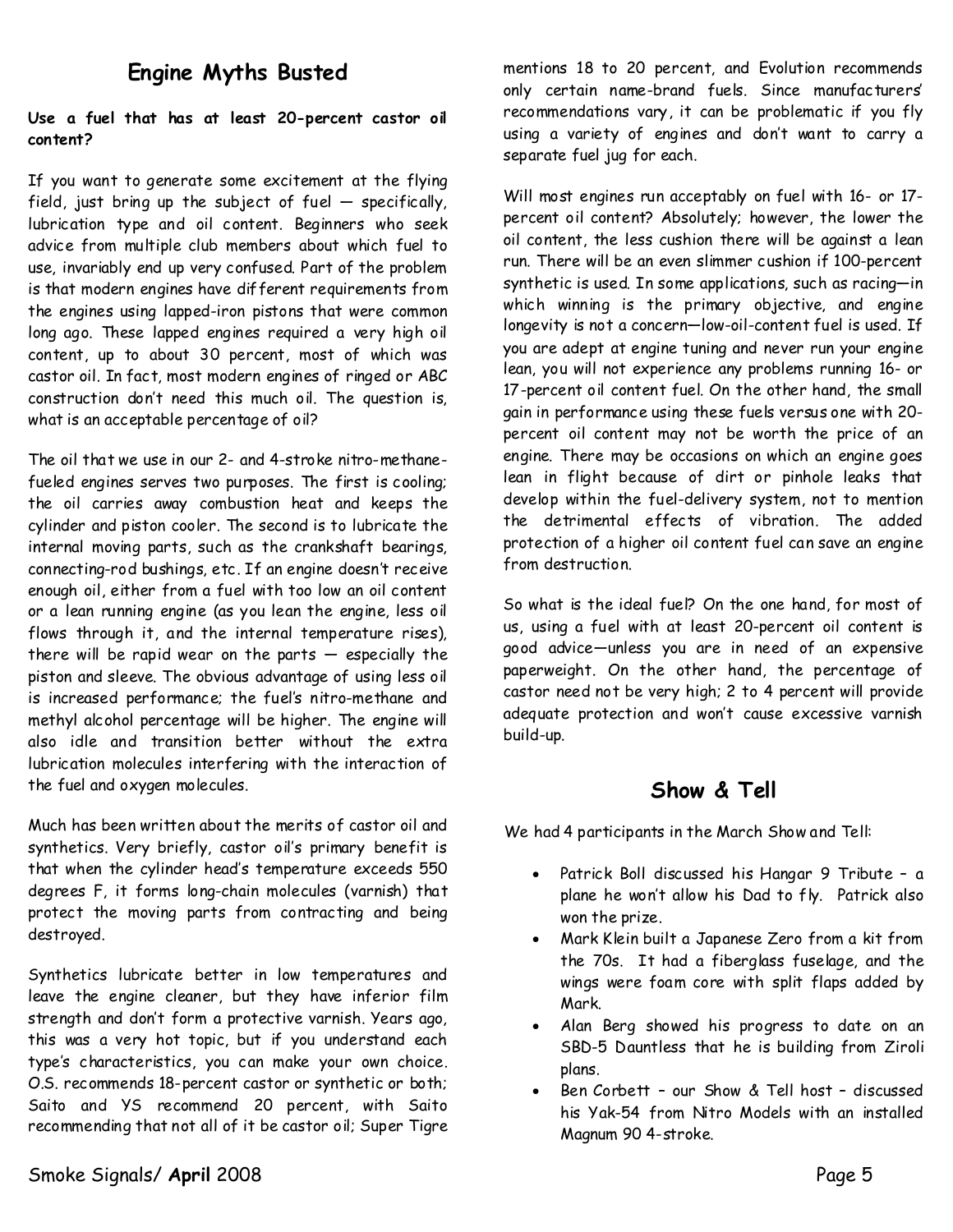## Engine Myths Busted

**Use a fuel that has at least 20-percent castor oil content?**

If you want to generate some excitement at the flying field, just bring up the subject of fuel — specifically, lubrication type and oil content. Beginners who seek advice from multiple club members about which fuel to use, invariably end up very confused. Part of the problem is that modern engines have different requirements from the engines using lapped-iron pistons that were common long ago. These lapped engines required a very high oil content, up to about 30 percent, most of which was castor oil. In fact, most modern engines of ringed or ABC construction don't need this much oil. The question is, what is an acceptable percentage of oil?

The oil that we use in our 2- and 4-stroke nitro-methane-fueled engines serves two purposes. The first is cooling; the oil carries away combustion heat and keeps the cylinder and piston cooler. The second is to lubricate the internal moving parts, such as the crankshaft bearings, connecting-rod bushings, etc. If an engine doesn't receive enough oil, either from a fuel with too low an oil content or a lean running engine (as you lean the engine, less oil flows through it, and the internal temperature rises), there will be rapid wear on the parts — especially the piston and sleeve. The obvious advantage of using less oil is increased performance; the fuel's nitro-methane and methyl alcohol percentage will be higher. The engine will also idle and transition better without the extra lubrication molecules interfering with the interaction of the fuel and oxygen molecules.

Much has been written about the merits of castor oil and synthetics. Very briefly, castor oil's primary benefit is that when the cylinder head's temperature exceeds 550 degrees F, it forms long-chain molecules (varnish) that protect the moving parts from contracting and being destroyed.

Synthetics lubricate better in low temperatures and leave the engine cleaner, but they have inferior film strength and don't form a protective varnish. Years ago, this was a very hot topic, but if you understand each type's characteristics, you can make your own choice. O.S. recommends 18-percent castor or synthetic or both; Saito and YS recommend 20 percent, with Saito recommending that not all of it be castor oil; Super Tigre mentions 18 to 20 percent, and Evolution recommends only certain name-brand fuels. Since manufacturers' recommendations vary, it can be problematic if you fly using a variety of engines and don't want to carry a separate fuel jug for each.

Will most engines run acceptably on fuel with 16- or 17-percent oil content? Absolutely; however, the lower the oil content, the less cushion there will be against a lean run. There will be an even slimmer cushion if 100-percent synthetic is used. In some applications, such as racing—in which winning is the primary objective, and engine longevity is not a concern—low-oil-content fuel is used. If you are adept at engine tuning and never run your engine lean, you will not experience any problems running 16- or 17-percent oil content fuel. On the other hand, the small gain in performance using these fuels versus one with 20-percent oil content may not be worth the price of an engine. There may be occasions on which an engine goes lean in flight because of dirt or pinhole leaks that develop within the fuel-delivery system, not to mention the detrimental effects of vibration. The added protection of a higher oil content fuel can save an engine from destruction.

So what is the ideal fuel? On the one hand, for most of us, using a fuel with at least 20-percent oil content is good advice—unless you are in need of an expensive paperweight. On the other hand, the percentage of castor need not be very high; 2 to 4 percent will provide adequate protection and won't cause excessive varnish build-up.

## Show & Tell

We had 4 participants in the March Show and Tell:

- Patrick Boll discussed his Hangar 9 Tribute – a plane he won't allow his Dad to fly. Patrick also won the prize.
- Mark Klein built a Japanese Zero from a kit from the 70s. It had a fiberglass fuselage, and the wings were foam core with split flaps added by Mark.
- Alan Berg showed his progress to date on an SBD-5 Dauntless that he is building from Ziroli plans.
- Ben Corbett – our Show & Tell host – discussed his Yak-54 from Nitro Models with an installed Magnum 90 4-stroke.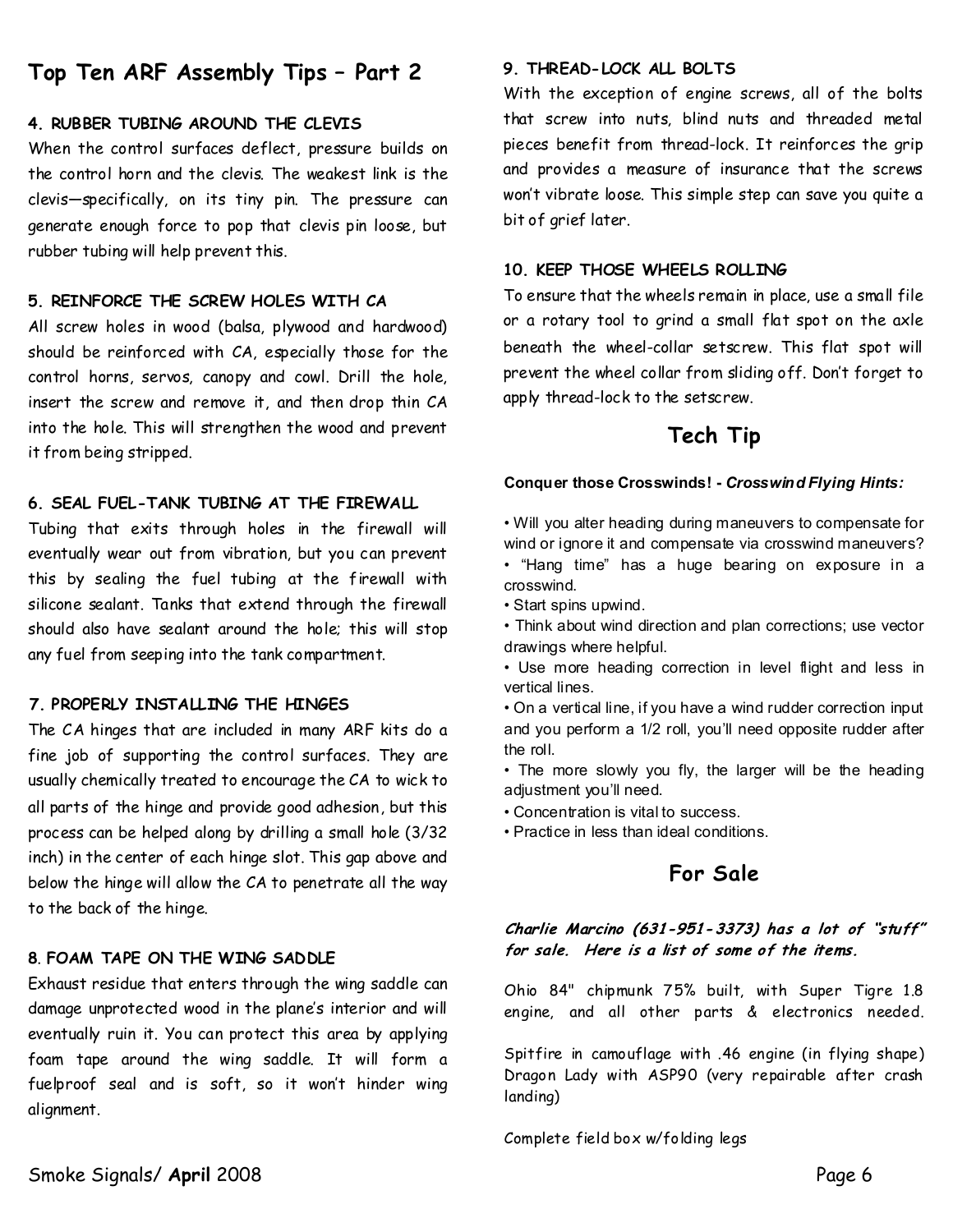## Top Ten ARF Assembly Tips – Part 2

### 4. RUBBER TUBING AROUND THE CLEVIS

When the control surfaces deflect, pressure builds on the control horn and the clevis. The weakest link is the clevis—specifically, on its tiny pin. The pressure can generate enough force to pop that clevis pin loose, but rubber tubing will help prevent this.

### 5. REINFORCE THE SCREW HOLES WITH CA

All screw holes in wood (balsa, plywood and hardwood) should be reinforced with CA, especially those for the control horns, servos, canopy and cowl. Drill the hole, insert the screw and remove it, and then drop thin CA into the hole. This will strengthen the wood and prevent it from being stripped.

### 6. SEAL FUEL-TANK TUBING AT THE FIREWALL

Tubing that exits through holes in the firewall will eventually wear out from vibration, but you can prevent this by sealing the fuel tubing at the firewall with silicone sealant. Tanks that extend through the firewall should also have sealant around the hole; this will stop any fuel from seeping into the tank compartment.

### 7. PROPERLY INSTALLING THE HINGES

The CA hinges that are included in many ARF kits do a fine job of supporting the control surfaces. They are usually chemically treated to encourage the CA to wick to all parts of the hinge and provide good adhesion, but this process can be helped along by drilling a small hole (3/32 inch) in the center of each hinge slot. This gap above and below the hinge will allow the CA to penetrate all the way to the back of the hinge.

### 8. FOAM TAPE ON THE WING SADDLE

Exhaust residue that enters through the wing saddle can damage unprotected wood in the plane's interior and will eventually ruin it. You can protect this area by applying foam tape around the wing saddle. It will form a fuelproof seal and is soft, so it won't hinder wing alignment.

### 9. THREAD-LOCK ALL BOLTS

With the exception of engine screws, all of the bolts that screw into nuts, blind nuts and threaded metal pieces benefit from thread-lock. It reinforces the grip and provides a measure of insurance that the screws won't vibrate loose. This simple step can save you quite a bit of grief later.

### 10. KEEP THOSE WHEELS ROLLING

To ensure that the wheels remain in place, use a small file or a rotary tool to grind a small flat spot on the axle beneath the wheel-collar setscrew. This flat spot will prevent the wheel collar from sliding off. Don't forget to apply thread-lock to the setscrew.

## Tech Tip

**Conquer those Crosswinds! - *Crosswind Flying Hints:***

- Will you alter heading during maneuvers to compensate for wind or ignore it and compensate via crosswind maneuvers?
- "Hang time" has a huge bearing on exposure in a crosswind.
- Start spins upwind.
- Think about wind direction and plan corrections; use vector drawings where helpful.
- Use more heading correction in level flight and less in vertical lines.
- On a vertical line, if you have a wind rudder correction input and you perform a 1/2 roll, you'll need opposite rudder after the roll.
- The more slowly you fly, the larger will be the heading adjustment you'll need.
- Concentration is vital to success.
- Practice in less than ideal conditions.

## For Sale

***Charlie Marcino (631-951-3373) has a lot of "stuff" for sale. Here is a list of some of the items.***

Ohio 84" chipmunk 75% built, with Super Tigre 1.8 engine, and all other parts & electronics needed.

Spitfire in camouflage with .46 engine (in flying shape)
Dragon Lady with ASP90 (very repairable after crash landing)

Complete field box w/folding legs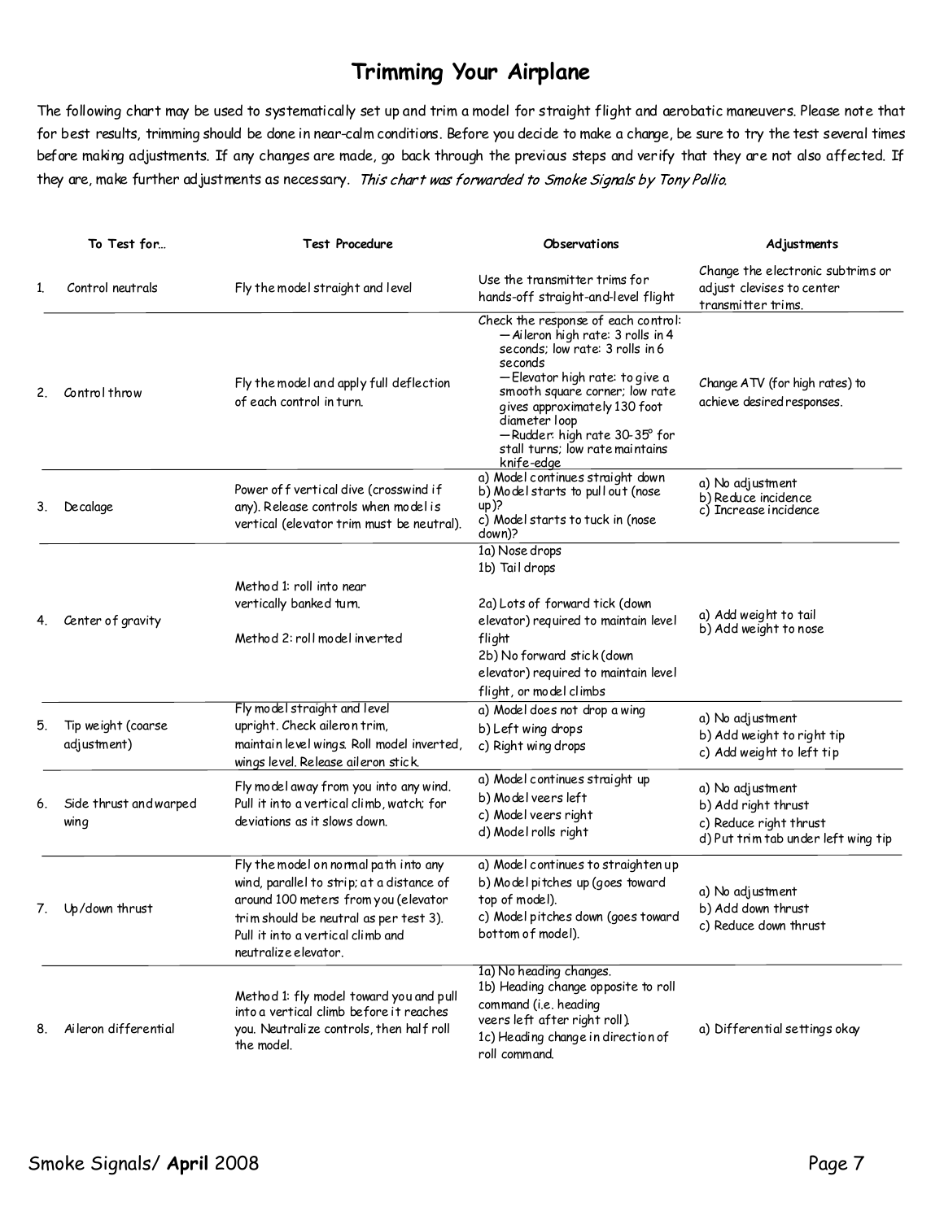# Trimming Your Airplane

The following chart may be used to systematically set up and trim a model for straight flight and aerobatic maneuvers. Please note that for best results, trimming should be done in near-calm conditions. Before you decide to make a change, be sure to try the test several times before making adjustments. If any changes are made, go back through the previous steps and verify that they are not also affected. If they are, make further adjustments as necessary. *This chart was forwarded to Smoke Signals by Tony Pollio.*

| | To Test for... | Test Procedure | Observations | Adjustments |
|---|---|---|---|---|
| 1. | Control neutrals | Fly the model straight and level | Use the transmitter trims for hands-off straight-and-level flight | Change the electronic subtrims or adjust clevises to center transmitter trims. |
| 2. | Control throw | Fly the model and apply full deflection of each control in turn. | Check the response of each control:<br>—Aileron high rate: 3 rolls in 4 seconds; low rate: 3 rolls in 6 seconds<br>—Elevator high rate: to give a smooth square corner; low rate gives approximately 130 foot diameter loop<br>—Rudder: high rate 30-35° for stall turns; low rate maintains knife-edge | Change ATV (for high rates) to achieve desired responses. |
| 3. | Decalage | Power off vertical dive (crosswind if any). Release controls when model is vertical (elevator trim must be neutral). | a) Model continues straight down<br>b) Model starts to pull out (nose up)?<br>c) Model starts to tuck in (nose down)? | a) No adjustment<br>b) Reduce incidence<br>c) Increase incidence |
| 4. | Center of gravity | Method 1: roll into near vertically banked turn.<br><br>Method 2: roll model inverted | 1a) Nose drops<br>1b) Tail drops<br><br>2a) Lots of forward tick (down elevator) required to maintain level flight<br>2b) No forward stick (down elevator) required to maintain level flight, or model climbs | a) Add weight to tail<br>b) Add weight to nose |
| 5. | Tip weight (coarse adjustment) | Fly model straight and level upright. Check aileron trim, maintain level wings. Roll model inverted, wings level. Release aileron stick. | a) Model does not drop a wing<br>b) Left wing drops<br>c) Right wing drops | a) No adjustment<br>b) Add weight to right tip<br>c) Add weight to left tip |
| 6. | Side thrust and warped wing | Fly model away from you into any wind. Pull it into a vertical climb, watch; for deviations as it slows down. | a) Model continues straight up<br>b) Model veers left<br>c) Model veers right<br>d) Model rolls right | a) No adjustment<br>b) Add right thrust<br>c) Reduce right thrust<br>d) Put trim tab under left wing tip |
| 7. | Up/down thrust | Fly the model on normal path into any wind, parallel to strip; at a distance of around 100 meters from you (elevator trim should be neutral as per test 3). Pull it into a vertical climb and neutralize elevator. | a) Model continues to straighten up<br>b) Model pitches up (goes toward top of model).<br>c) Model pitches down (goes toward bottom of model). | a) No adjustment<br>b) Add down thrust<br>c) Reduce down thrust |
| 8. | Aileron differential | Method 1: fly model toward you and pull into a vertical climb before it reaches you. Neutralize controls, then half roll the model. | 1a) No heading changes.<br>1b) Heading change opposite to roll command (i.e. heading veers left after right roll).<br>1c) Heading change in direction of roll command. | a) Differential settings okay |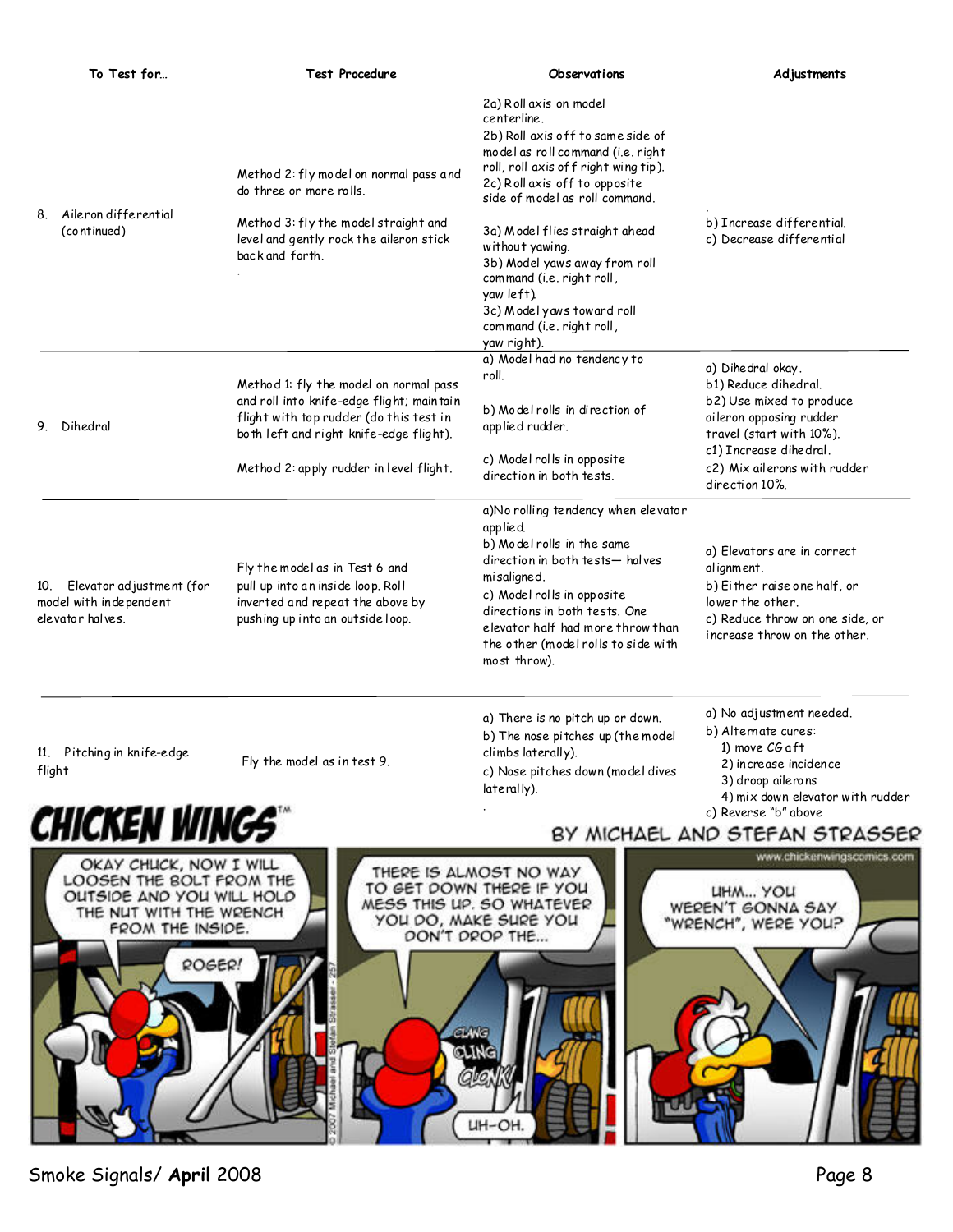| To Test for… | Test Procedure | Observations | Adjustments |
| --- | --- | --- | --- |
| 8. Aileron differential (continued) | Method 2: fly model on normal pass and do three or more rolls.<br><br>Method 3: fly the model straight and level and gently rock the aileron stick back and forth.<br>. | 2a) Roll axis on model centerline.<br>2b) Roll axis off to same side of model as roll command (i.e. right roll, roll axis off right wing tip).<br>2c) Roll axis off to opposite side of model as roll command.<br><br>3a) Model flies straight ahead without yawing.<br>3b) Model yaws away from roll command (i.e. right roll, yaw left).<br>3c) Model yaws toward roll command (i.e. right roll, yaw right). | .<br>b) Increase differential.<br>c) Decrease differential |
| 9. Dihedral | Method 1: fly the model on normal pass and roll into knife-edge flight; maintain flight with top rudder (do this test in both left and right knife-edge flight).<br><br>Method 2: apply rudder in level flight. | a) Model had no tendency to roll.<br><br>b) Model rolls in direction of applied rudder.<br><br>c) Model rolls in opposite direction in both tests. | a) Dihedral okay.<br>b1) Reduce dihedral.<br>b2) Use mixed to produce aileron opposing rudder travel (start with 10%).<br>c1) Increase dihedral.<br>c2) Mix ailerons with rudder direction 10%. |
| 10. Elevator adjustment (for model with independent elevator halves. | Fly the model as in Test 6 and pull up into an inside loop. Roll inverted and repeat the above by pushing up into an outside loop. | a)No rolling tendency when elevator applied.<br>b) Model rolls in the same direction in both tests— halves misaligned.<br>c) Model rolls in opposite directions in both tests. One elevator half had more throw than the other (model rolls to side with most throw). | a) Elevators are in correct alignment.<br>b) Either raise one half, or lower the other.<br>c) Reduce throw on one side, or increase throw on the other. |
| 11. Pitching in knife-edge flight | Fly the model as in test 9. | a) There is no pitch up or down.<br>b) The nose pitches up (the model climbs laterally).<br>c) Nose pitches down (model dives laterally).<br>. | a) No adjustment needed.<br>b) Alternate cures:<br>1) move CG aft<br>2) increase incidence<br>3) droop ailerons<br>4) mix down elevator with rudder<br>c) Reverse "b" above |

CHICKEN WINGS™ BY MICHAEL AND STEFAN STRASSER

OKAY CHUCK, NOW I WILL LOOSEN THE BOLT FROM THE OUTSIDE AND YOU WILL HOLD THE NUT WITH THE WRENCH FROM THE INSIDE.

ROGER!

THERE IS ALMOST NO WAY TO GET DOWN THERE IF YOU MESS THIS UP. SO WHATEVER YOU DO, MAKE SURE YOU DON'T DROP THE...

CLANG CLING CLONK!

UH-OH.

UHM... YOU WEREN'T GONNA SAY "WRENCH", WERE YOU?

Smoke Signals/ **April** 2008